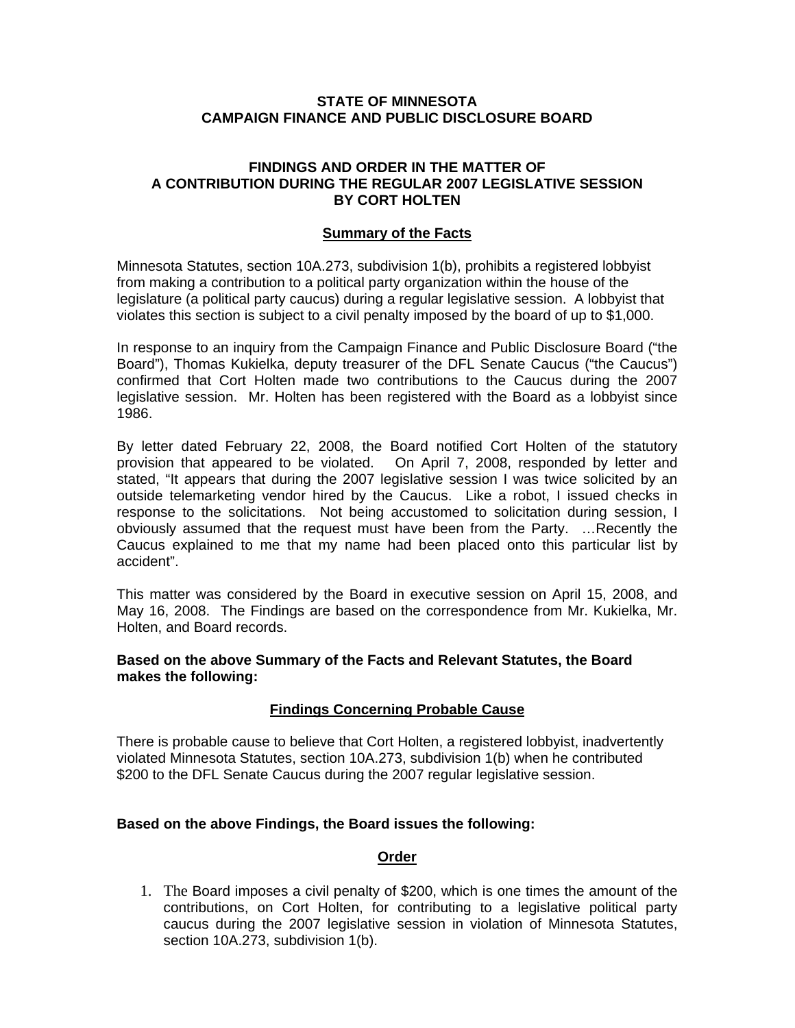**STATE OF MINNESOTA**
**CAMPAIGN FINANCE AND PUBLIC DISCLOSURE BOARD**

**FINDINGS AND ORDER IN THE MATTER OF**
**A CONTRIBUTION DURING THE REGULAR 2007 LEGISLATIVE SESSION**
**BY CORT HOLTEN**

## Summary of the Facts

Minnesota Statutes, section 10A.273, subdivision 1(b), prohibits a registered lobbyist from making a contribution to a political party organization within the house of the legislature (a political party caucus) during a regular legislative session. A lobbyist that violates this section is subject to a civil penalty imposed by the board of up to $1,000.

In response to an inquiry from the Campaign Finance and Public Disclosure Board ("the Board"), Thomas Kukielka, deputy treasurer of the DFL Senate Caucus ("the Caucus") confirmed that Cort Holten made two contributions to the Caucus during the 2007 legislative session. Mr. Holten has been registered with the Board as a lobbyist since 1986.

By letter dated February 22, 2008, the Board notified Cort Holten of the statutory provision that appeared to be violated. On April 7, 2008, responded by letter and stated, "It appears that during the 2007 legislative session I was twice solicited by an outside telemarketing vendor hired by the Caucus. Like a robot, I issued checks in response to the solicitations. Not being accustomed to solicitation during session, I obviously assumed that the request must have been from the Party. …Recently the Caucus explained to me that my name had been placed onto this particular list by accident".

This matter was considered by the Board in executive session on April 15, 2008, and May 16, 2008. The Findings are based on the correspondence from Mr. Kukielka, Mr. Holten, and Board records.

**Based on the above Summary of the Facts and Relevant Statutes, the Board makes the following:**

## Findings Concerning Probable Cause

There is probable cause to believe that Cort Holten, a registered lobbyist, inadvertently violated Minnesota Statutes, section 10A.273, subdivision 1(b) when he contributed $200 to the DFL Senate Caucus during the 2007 regular legislative session.

**Based on the above Findings, the Board issues the following:**

## Order

1. The Board imposes a civil penalty of $200, which is one times the amount of the contributions, on Cort Holten, for contributing to a legislative political party caucus during the 2007 legislative session in violation of Minnesota Statutes, section 10A.273, subdivision 1(b).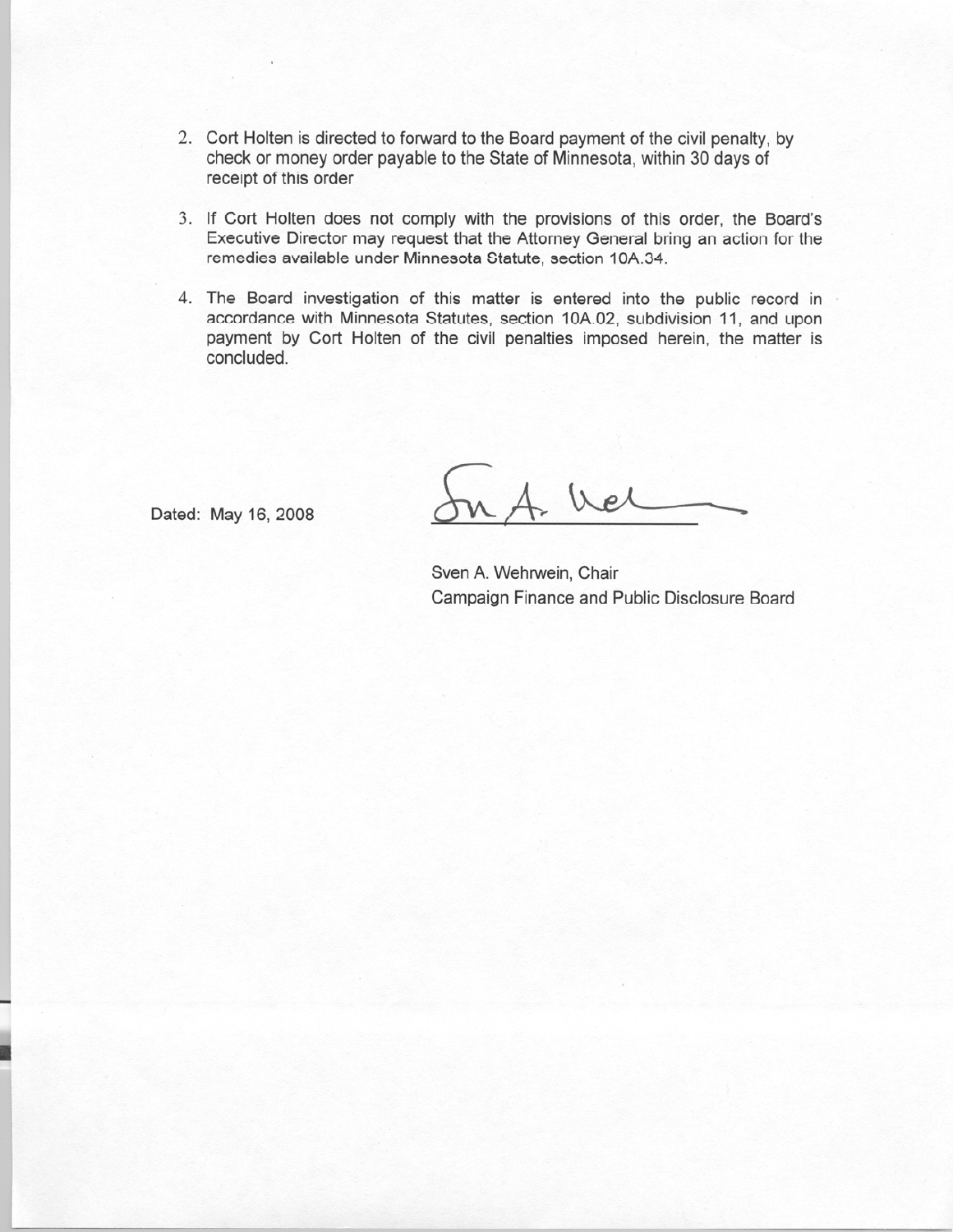2. Cort Holten is directed to forward to the Board payment of the civil penalty, by check or money order payable to the State of Minnesota, within 30 days of receipt of this order

3. If Cort Holten does not comply with the provisions of this order, the Board's Executive Director may request that the Attorney General bring an action for the remedies available under Minnesota Statute, section 10A.34.

4. The Board investigation of this matter is entered into the public record in accordance with Minnesota Statutes, section 10A.02, subdivision 11, and upon payment by Cort Holten of the civil penalties imposed herein, the matter is concluded.

Dated: May 16, 2008

Sven A. Wehrwein, Chair
Campaign Finance and Public Disclosure Board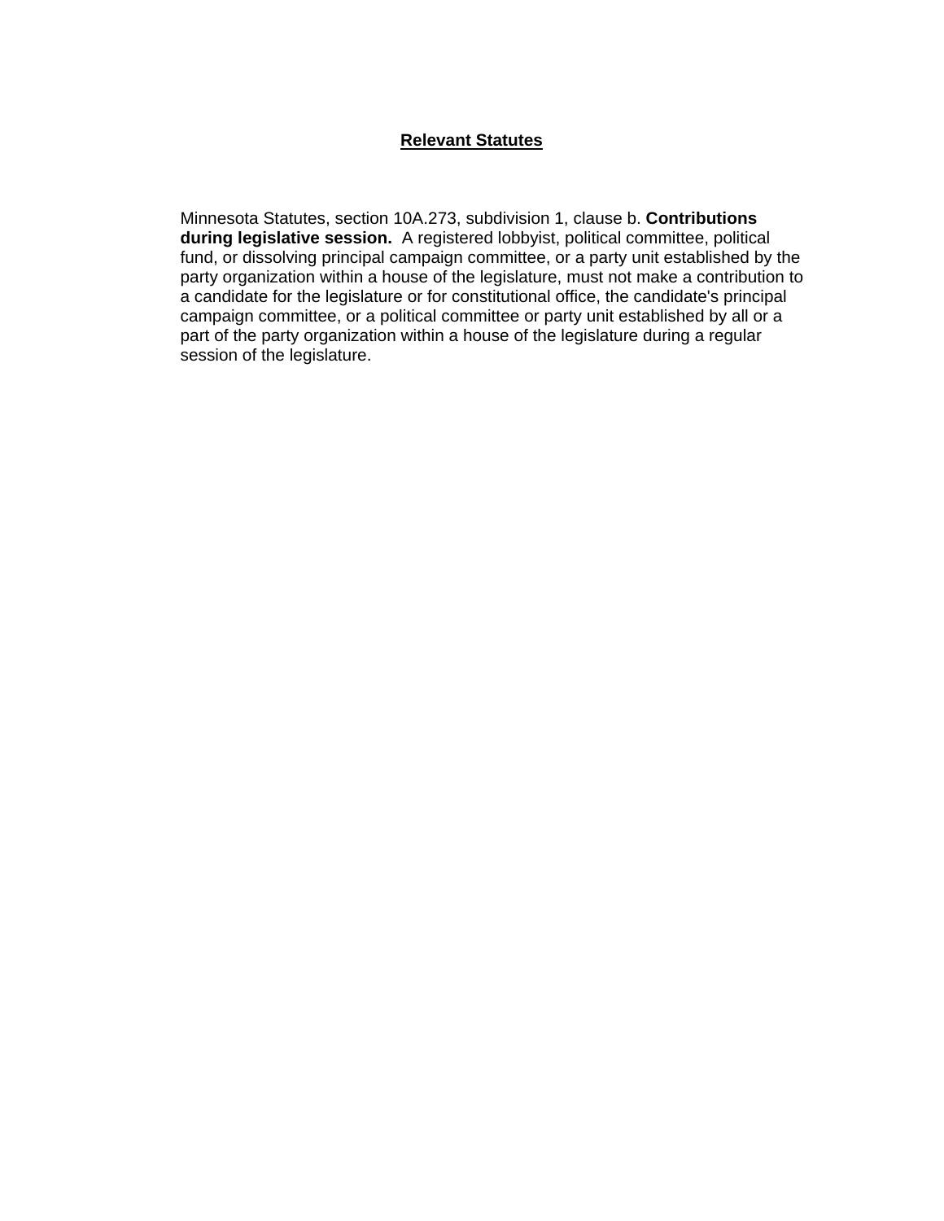## **Relevant Statutes**

Minnesota Statutes, section 10A.273, subdivision 1, clause b. **Contributions during legislative session.** A registered lobbyist, political committee, political fund, or dissolving principal campaign committee, or a party unit established by the party organization within a house of the legislature, must not make a contribution to a candidate for the legislature or for constitutional office, the candidate's principal campaign committee, or a political committee or party unit established by all or a part of the party organization within a house of the legislature during a regular session of the legislature.